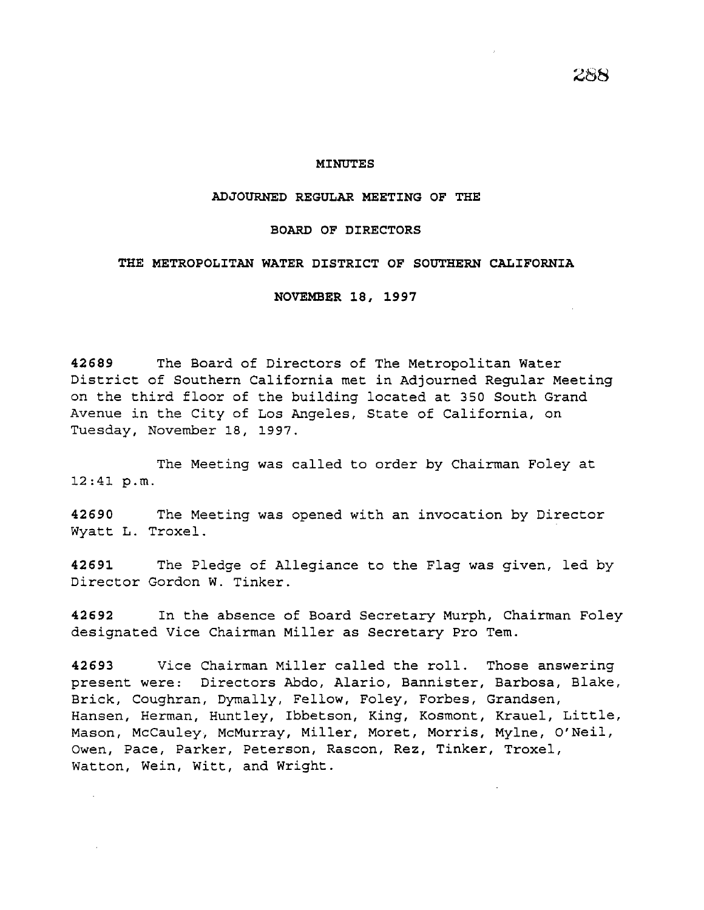# MINUTES

## ADJOURNED REGULAR MEETING OF THE

## BOARD OF DIRECTORS

## THE METROPOLITAN WATER DISTRICT OF SOUTHERN CALIFORNIA

## NOVEMBER 18, 1997

**42689** The Board of Directors of The Metropolitan Water District of Southern California met in Adjourned Regular Meeting on the third floor of the building located at 350 South Grand Avenue in the City of Los Angeles, State of California, on Tuesday, November 18, 1997.

The Meeting was called to order by Chairman Foley at 12:41 p.m.

**42690** The Meeting was opened with an invocation by Director Wyatt L. Troxel.

**42691** The Pledge of Allegiance to the Flag was given, led by Director Gordon W. Tinker.

**42692** In the absence of Board Secretary Murph, Chairman Foley designated Vice Chairman Miller as Secretary Pro Tem.

**42693** Vice Chairman Miller called the roll. Those answering present were: Directors Abdo, Alario, Bannister, Barbosa, Blake, Brick, Coughran, Dymally, Fellow, Foley, Forbes, Grandsen, Hansen, Herman, Huntley, Ibbetson, King, Kosmont, Krauel, Little, Mason, McCauley, McMurray, Miller, Moret, Morris, Mylne, O'Neil, Owen, Pace, Parker, Peterson, Rascon, Rez, Tinker, Troxel, Watton, Wein, Witt, and Wright.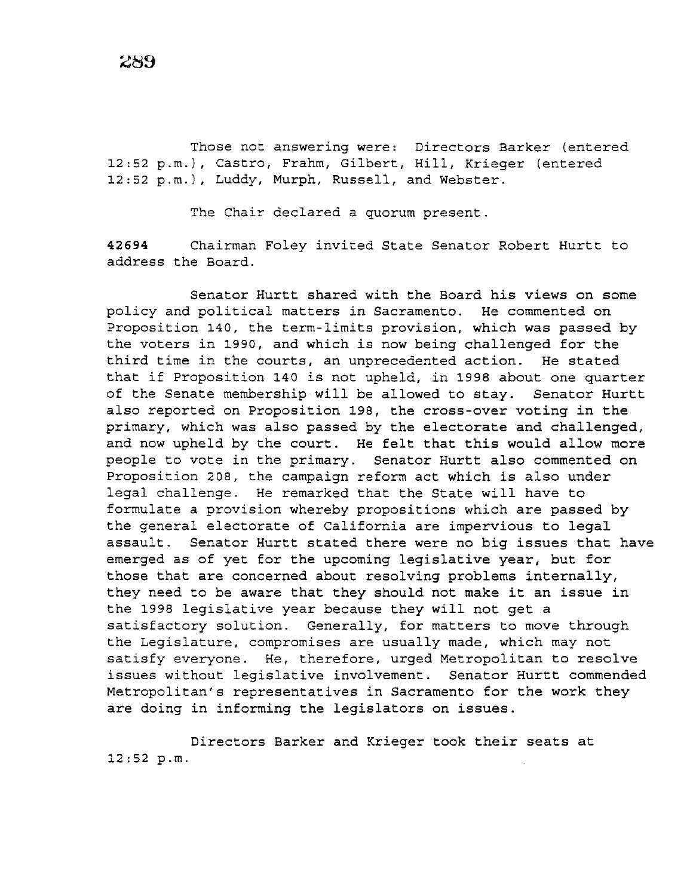Those not answering were: Directors Barker (entered 12:52 p.m.), Castro, Frahm, Gilbert, Hill, Krieger (entered 12:52 p.m.), Luddy, Murph, Russell, and Webster.

The Chair declared a quorum present.

**42694** Chairman Foley invited State Senator Robert Hurtt to address the Board.

Senator Hurtt shared with the Board his views on some policy and political matters in Sacramento. He commented on Proposition 140, the term-limits provision, which was passed by the voters in 1990, and which is now being challenged for the third time in the courts, an unprecedented action. He stated that if Proposition 140 is not upheld, in 1998 about one quarter of the Senate membership will be allowed to stay. Senator Hurtt also reported on Proposition 198, the cross-over voting in the primary, which was also passed by the electorate and challenged, and now upheld by the court. He felt that this would allow more people to vote in the primary. Senator Hurtt also commented on Proposition 208, the campaign reform act which is also under legal challenge. He remarked that the State will have to formulate a provision whereby propositions which are passed by the general electorate of California are impervious to legal assault. Senator Hurtt stated there were no big issues that have emerged as of yet for the upcoming legislative year, but for those that are concerned about resolving problems internally, they need to be aware that they should not make it an issue in the 1998 legislative year because they will not get a satisfactory solution. Generally, for matters to move through the Legislature, compromises are usually made, which may not satisfy everyone. He, therefore, urged Metropolitan to resolve issues without legislative involvement. Senator Hurtt commended Metropolitan's representatives in Sacramento for the work they are doing in informing the legislators on issues.

Directors Barker and Krieger took their seats at 12:52 p.m.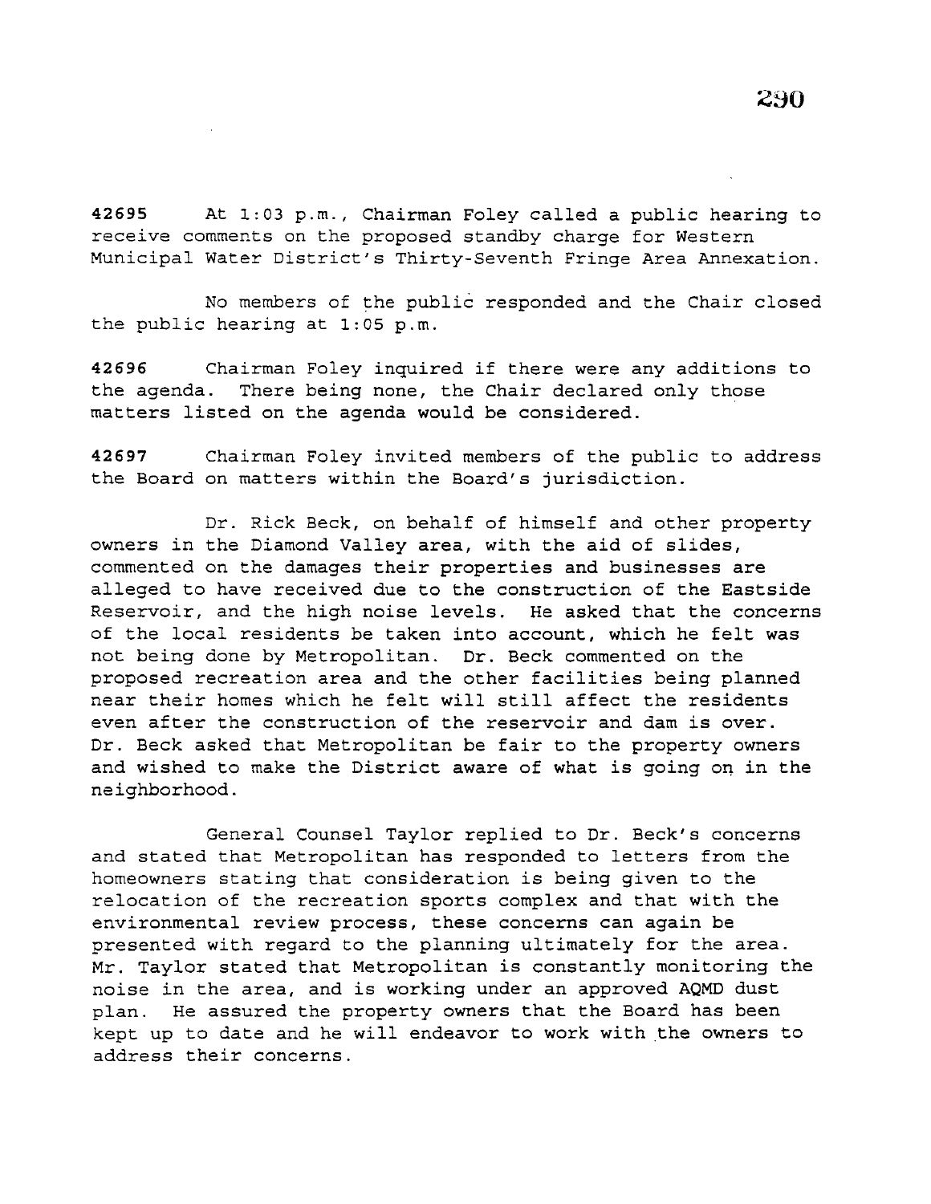**42695** At 1:03 p.m., Chairman Foley called a public hearing to receive comments on the proposed standby charge for Western Municipal Water District's Thirty-Seventh Fringe Area Annexation.

No members of the public responded and the Chair closed the public hearing at 1:05 p.m.

**42696** Chairman Foley inquired if there were any additions to the agenda. There being none, the Chair declared only those matters listed on the agenda would be considered.

**42697** Chairman Foley invited members of the public to address the Board on matters within the Board's jurisdiction.

Dr. Rick Beck, on behalf of himself and other property owners in the Diamond Valley area, with the aid of slides, commented on the damages their properties and businesses are alleged to have received due to the construction of the Eastside Reservoir, and the high noise levels. He asked that the concerns of the local residents be taken into account, which he felt was not being done by Metropolitan. Dr. Beck commented on the proposed recreation area and the other facilities being planned near their homes which he felt will still affect the residents even after the construction of the reservoir and dam is over. Dr. Beck asked that Metropolitan be fair to the property owners and wished to make the District aware of what is going on in the neighborhood.

General Counsel Taylor replied to Dr. Beck's concerns and stated that Metropolitan has responded to letters from the homeowners stating that consideration is being given to the relocation of the recreation sports complex and that with the environmental review process, these concerns can again be presented with regard to the planning ultimately for the area. Mr. Taylor stated that Metropolitan is constantly monitoring the noise in the area, and is working under an approved AQMD dust plan. He assured the property owners that the Board has been kept up to date and he will endeavor to work with the owners to address their concerns.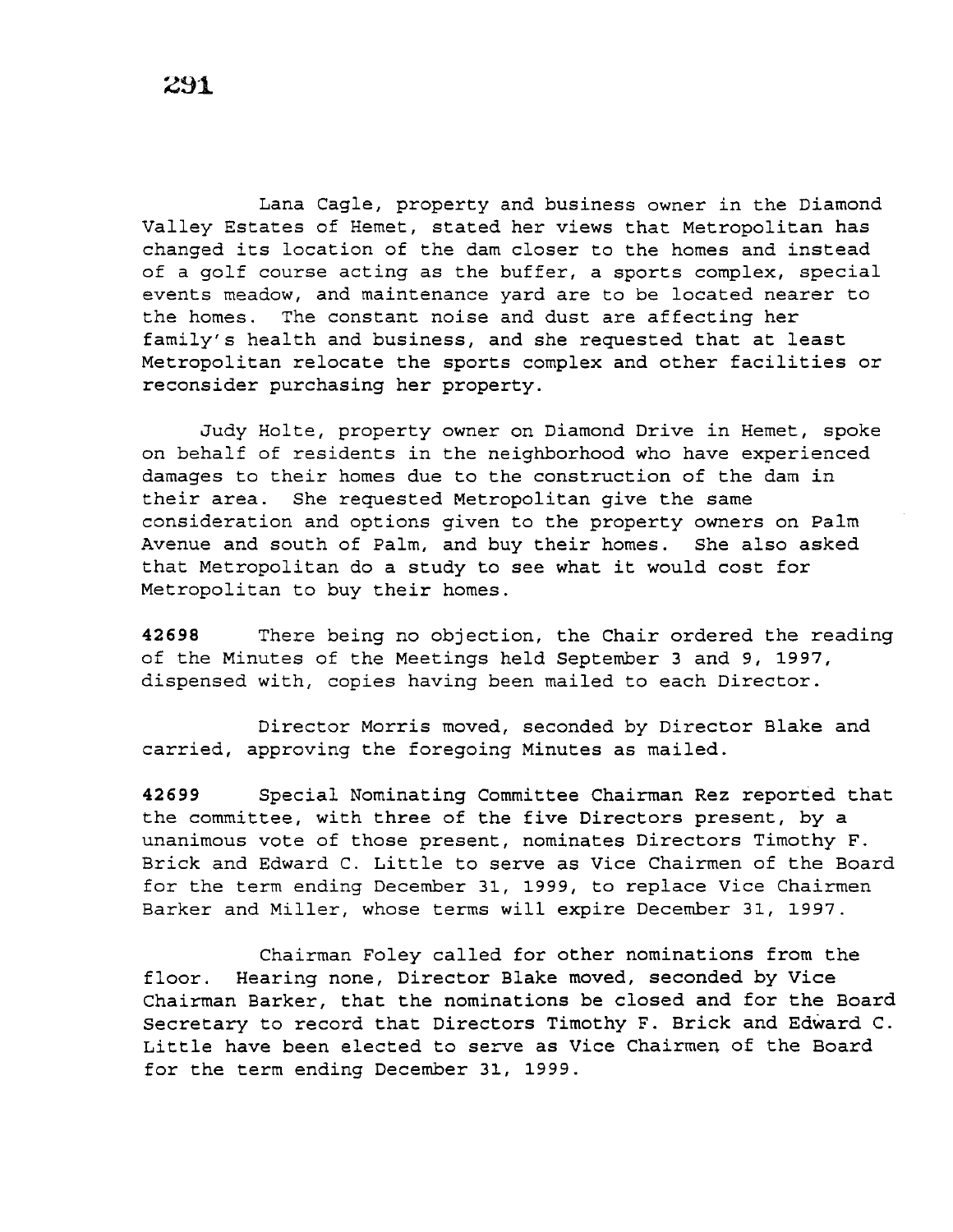Lana Cagle, property and business owner in the Diamond Valley Estates of Hemet, stated her views that Metropolitan has changed its location of the dam closer to the homes and instead of a golf course acting as the buffer, a sports complex, special events meadow, and maintenance yard are to be located nearer to the homes. The constant noise and dust are affecting her family's health and business, and she requested that at least Metropolitan relocate the sports complex and other facilities or reconsider purchasing her property.

Judy Holte, property owner on Diamond Drive in Hemet, spoke on behalf of residents in the neighborhood who have experienced damages to their homes due to the construction of the dam in their area. She requested Metropolitan give the same consideration and options given to the property owners on Palm Avenue and south of Palm, and buy their homes. She also asked that Metropolitan do a study to see what it would cost for Metropolitan to buy their homes.

**42698** There being no objection, the Chair ordered the reading of the Minutes of the Meetings held September 3 and 9, 1997, dispensed with, copies having been mailed to each Director.

Director Morris moved, seconded by Director Blake and carried, approving the foregoing Minutes as mailed.

**42699** Special Nominating Committee Chairman Rez reported that the committee, with three of the five Directors present, by a unanimous vote of those present, nominates Directors Timothy F. Brick and Edward C. Little to serve as Vice Chairmen of the Board for the term ending December 31, 1999, to replace Vice Chairmen Barker and Miller, whose terms will expire December 31, 1997.

Chairman Foley called for other nominations from the floor. Hearing none, Director Blake moved, seconded by Vice Chairman Barker, that the nominations be closed and for the Board Secretary to record that Directors Timothy F. Brick and Edward C. Little have been elected to serve as Vice Chairmen of the Board for the term ending December 31, 1999.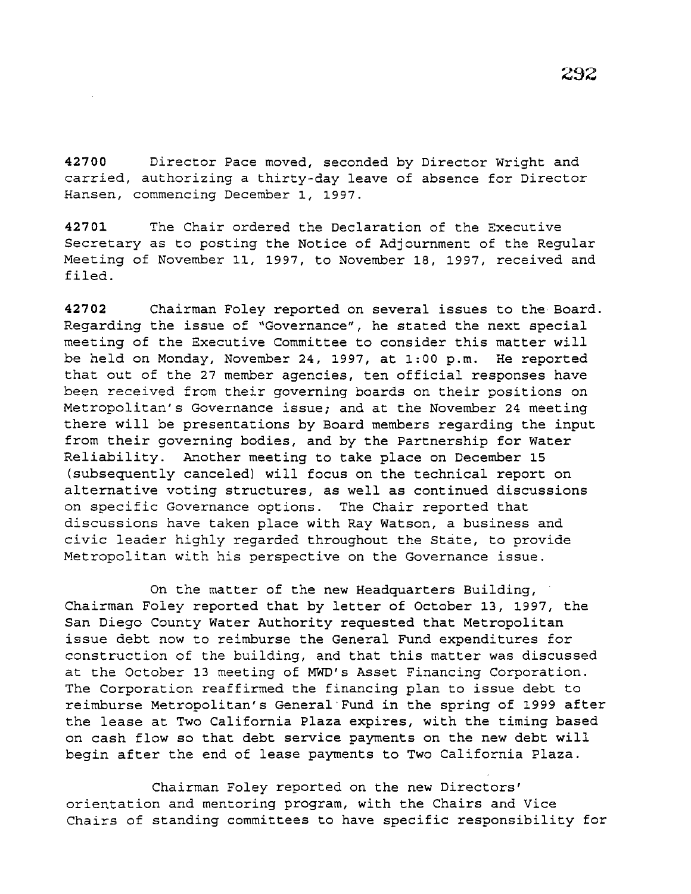**42700** Director Pace moved, seconded by Director Wright and carried, authorizing a thirty-day leave of absence for Director Hansen, commencing December 1, 1997.

**42701** The Chair ordered the Declaration of the Executive Secretary as to posting the Notice of Adjournment of the Regular Meeting of November 11, 1997, to November 18, 1997, received and filed.

**42702** Chairman Foley reported on several issues to the Board. Regarding the issue of "Governance", he stated the next special meeting of the Executive Committee to consider this matter will be held on Monday, November 24, 1997, at 1:00 p.m. He reported that out of the 27 member agencies, ten official responses have been received from their governing boards on their positions on Metropolitan's Governance issue; and at the November 24 meeting there will be presentations by Board members regarding the input from their governing bodies, and by the Partnership for Water Reliability. Another meeting to take place on December 15 (subsequently canceled) will focus on the technical report on alternative voting structures, as well as continued discussions on specific Governance options. The Chair reported that discussions have taken place with Ray Watson, a business and civic leader highly regarded throughout the State, to provide Metropolitan with his perspective on the Governance issue.

On the matter of the new Headquarters Building, Chairman Foley reported that by letter of October 13, 1997, the San Diego County Water Authority requested that Metropolitan issue debt now to reimburse the General Fund expenditures for construction of the building, and that this matter was discussed at the October 13 meeting of MWD's Asset Financing Corporation. The Corporation reaffirmed the financing plan to issue debt to reimburse Metropolitan's General Fund in the spring of 1999 after the lease at Two California Plaza expires, with the timing based on cash flow so that debt service payments on the new debt will begin after the end of lease payments to Two California Plaza.

Chairman Foley reported on the new Directors' orientation and mentoring program, with the Chairs and Vice Chairs of standing committees to have specific responsibility for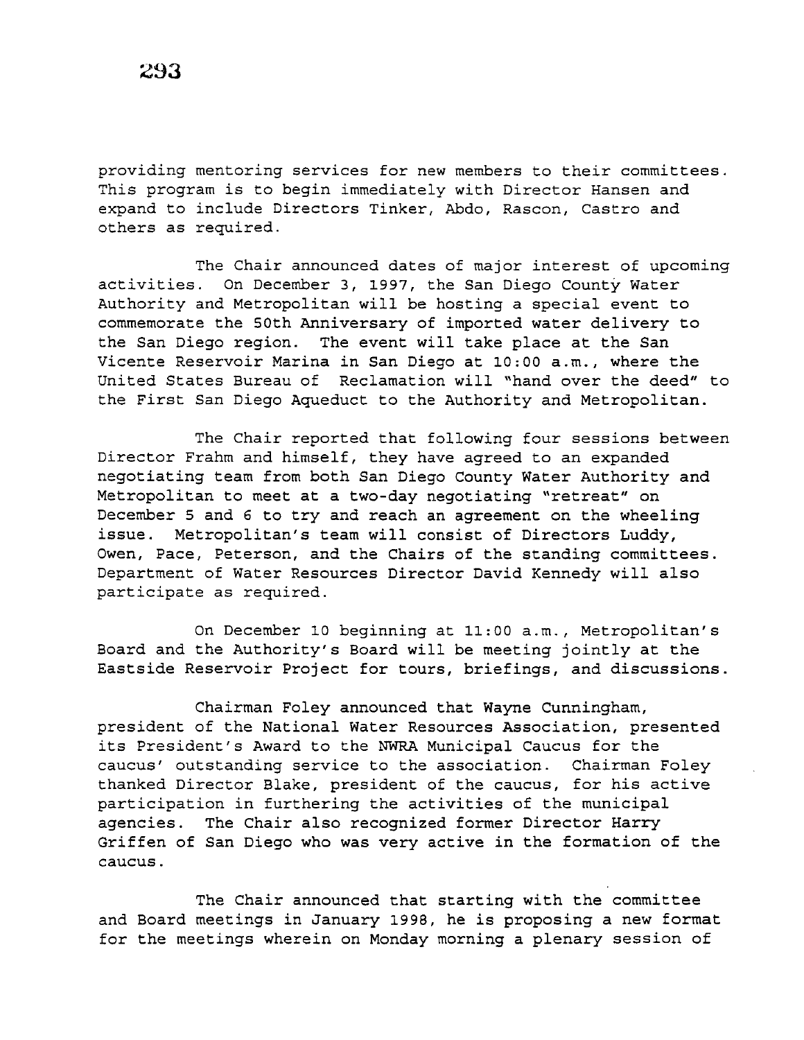providing mentoring services for new members to their committees. This program is to begin immediately with Director Hansen and expand to include Directors Tinker, Abdo, Rascon, Castro and others as required.

The Chair announced dates of major interest of upcoming activities. On December 3, 1997, the San Diego County Water Authority and Metropolitan will be hosting a special event to commemorate the 50th Anniversary of imported water delivery to the San Diego region. The event will take place at the San Vicente Reservoir Marina in San Diego at 10:00 a.m., where the United States Bureau of Reclamation will "hand over the deed" to the First San Diego Aqueduct to the Authority and Metropolitan.

The Chair reported that following four sessions between Director Frahm and himself, they have agreed to an expanded negotiating team from both San Diego County Water Authority and Metropolitan to meet at a two-day negotiating "retreat" on December 5 and 6 to try and reach an agreement on the wheeling issue. Metropolitan's team will consist of Directors Luddy, Owen, Pace, Peterson, and the Chairs of the standing committees. Department of Water Resources Director David Kennedy will also participate as required.

On December 10 beginning at 11:00 a.m., Metropolitan's Board and the Authority's Board will be meeting jointly at the Eastside Reservoir Project for tours, briefings, and discussions.

Chairman Foley announced that Wayne Cunningham, president of the National Water Resources Association, presented its President's Award to the NWRA Municipal Caucus for the caucus' outstanding service to the association. Chairman Foley thanked Director Blake, president of the caucus, for his active participation in furthering the activities of the municipal agencies. The Chair also recognized former Director Harry Griffen of San Diego who was very active in the formation of the caucus.

The Chair announced that starting with the committee and Board meetings in January 1998, he is proposing a new format for the meetings wherein on Monday morning a plenary session of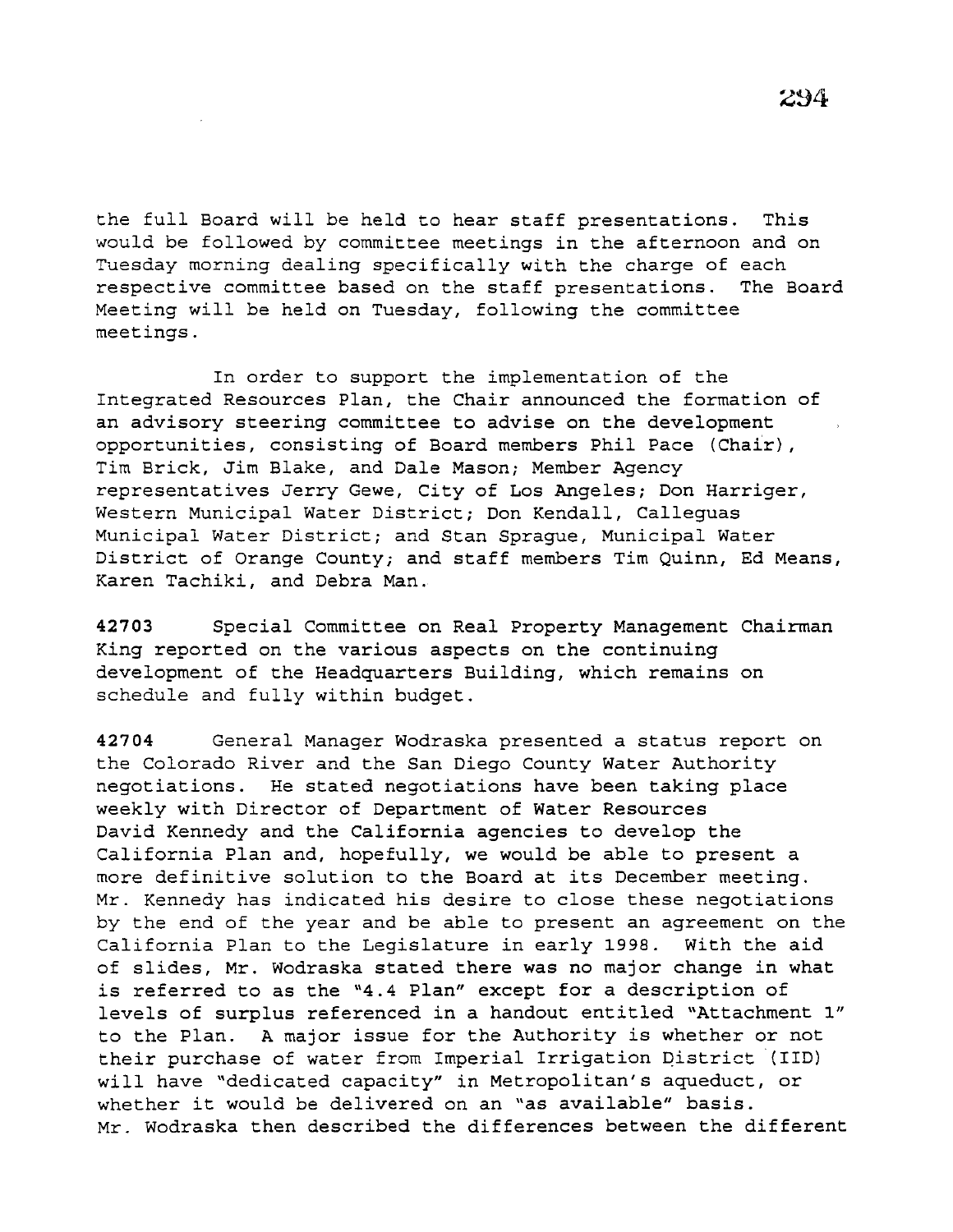the full Board will be held to hear staff presentations. This would be followed by committee meetings in the afternoon and on Tuesday morning dealing specifically with the charge of each respective committee based on the staff presentations. The Board Meeting will be held on Tuesday, following the committee meetings.

In order to support the implementation of the Integrated Resources Plan, the Chair announced the formation of an advisory steering committee to advise on the development opportunities, consisting of Board members Phil Pace (Chair), Tim Brick, Jim Blake, and Dale Mason; Member Agency representatives Jerry Gewe, City of Los Angeles; Don Harriger, Western Municipal Water District; Don Kendall, Calleguas Municipal Water District; and Stan Sprague, Municipal Water District of Orange County; and staff members Tim Quinn, Ed Means, Karen Tachiki, and Debra Man.

**42703** Special Committee on Real Property Management Chairman King reported on the various aspects on the continuing development of the Headquarters Building, which remains on schedule and fully within budget.

**42704** General Manager Wodraska presented a status report on the Colorado River and the San Diego County Water Authority negotiations. He stated negotiations have been taking place weekly with Director of Department of Water Resources David Kennedy and the California agencies to develop the California Plan and, hopefully, we would be able to present a more definitive solution to the Board at its December meeting. Mr. Kennedy has indicated his desire to close these negotiations by the end of the year and be able to present an agreement on the California Plan to the Legislature in early 1998. With the aid of slides, Mr. Wodraska stated there was no major change in what is referred to as the "4.4 Plan" except for a description of levels of surplus referenced in a handout entitled "Attachment 1" to the Plan. A major issue for the Authority is whether or not their purchase of water from Imperial Irrigation District (IID) will have "dedicated capacity" in Metropolitan's aqueduct, or whether it would be delivered on an "as available" basis. Mr. Wodraska then described the differences between the different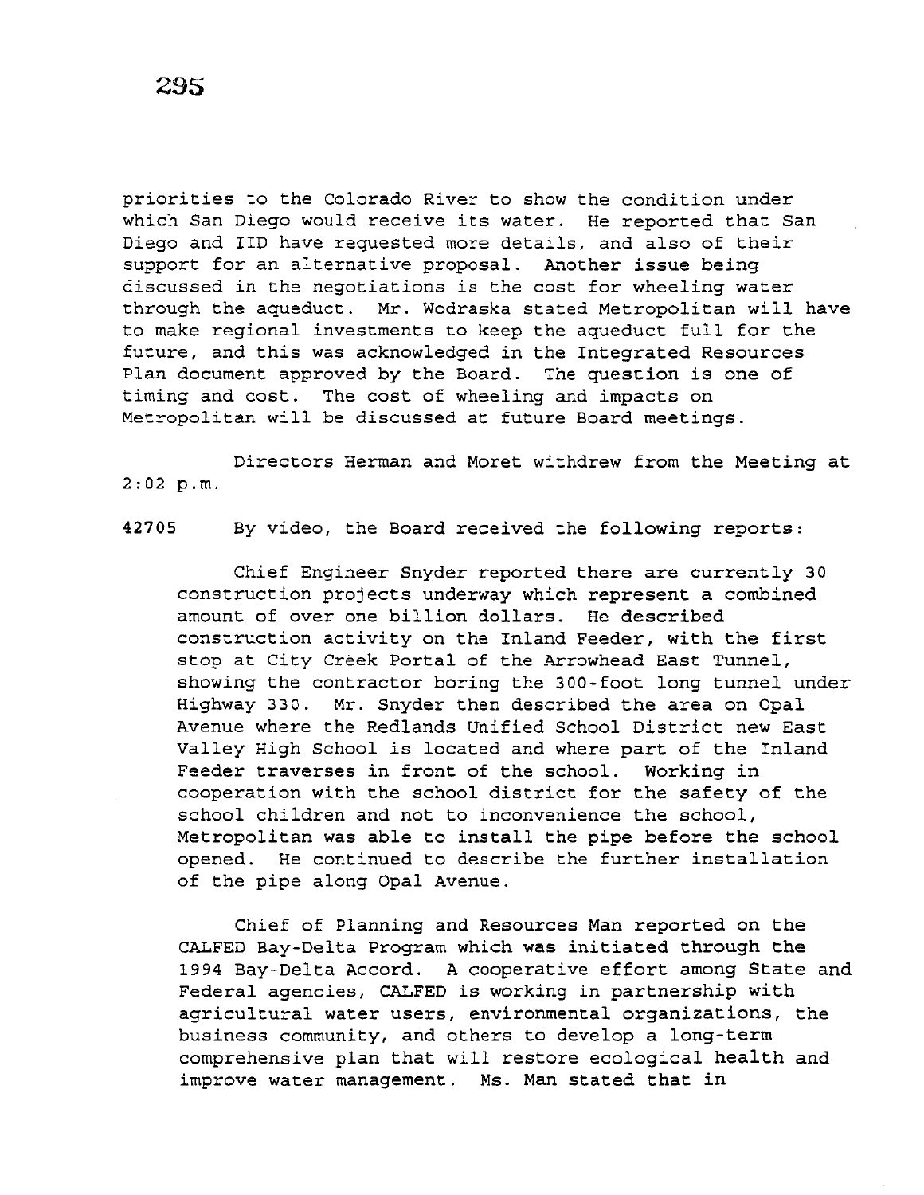priorities to the Colorado River to show the condition under which San Diego would receive its water. He reported that San Diego and IID have requested more details, and also of their support for an alternative proposal. Another issue being discussed in the negotiations is the cost for wheeling water through the aqueduct. Mr. Wodraska stated Metropolitan will have to make regional investments to keep the aqueduct full for the future, and this was acknowledged in the Integrated Resources Plan document approved by the Board. The question is one of timing and cost. The cost of wheeling and impacts on Metropolitan will be discussed at future Board meetings.

Directors Herman and Moret withdrew from the Meeting at 2:02 p.m.

**42705** By video, the Board received the following reports:

Chief Engineer Snyder reported there are currently 30 construction projects underway which represent a combined amount of over one billion dollars. He described construction activity on the Inland Feeder, with the first stop at City Creek Portal of the Arrowhead East Tunnel, showing the contractor boring the 300-foot long tunnel under Highway 330. Mr. Snyder then described the area on Opal Avenue where the Redlands Unified School District new East Valley High School is located and where part of the Inland Feeder traverses in front of the school. Working in cooperation with the school district for the safety of the school children and not to inconvenience the school, Metropolitan was able to install the pipe before the school opened. He continued to describe the further installation of the pipe along Opal Avenue.

Chief of Planning and Resources Man reported on the CALFED Bay-Delta Program which was initiated through the 1994 Bay-Delta Accord. A cooperative effort among State and Federal agencies, CALFED is working in partnership with agricultural water users, environmental organizations, the business community, and others to develop a long-term comprehensive plan that will restore ecological health and improve water management. Ms. Man stated that in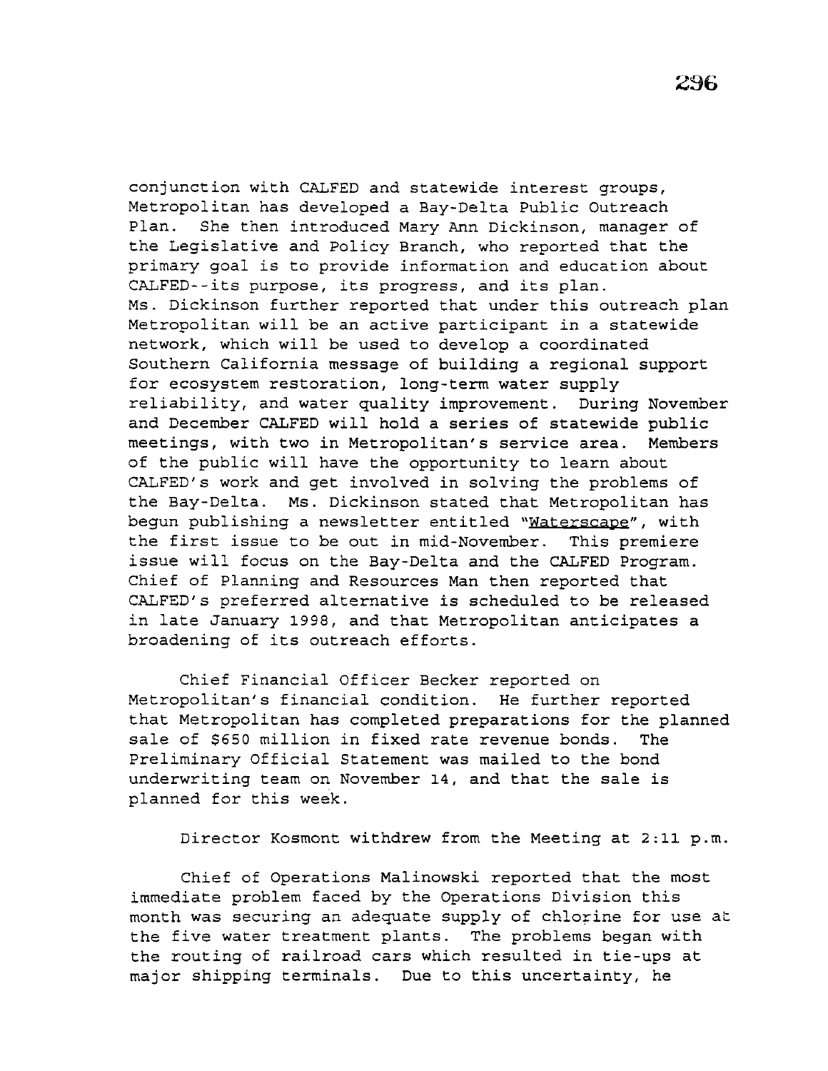conjunction with CALFED and statewide interest groups, Metropolitan has developed a Bay-Delta Public Outreach Plan. She then introduced Mary Ann Dickinson, manager of the Legislative and Policy Branch, who reported that the primary goal is to provide information and education about CALFED--its purpose, its progress, and its plan. Ms. Dickinson further reported that under this outreach plan Metropolitan will be an active participant in a statewide network, which will be used to develop a coordinated Southern California message of building a regional support for ecosystem restoration, long-term water supply reliability, and water quality improvement. During November and December CALFED will hold a series of statewide public meetings, with two in Metropolitan's service area. Members of the public will have the opportunity to learn about CALFED's work and get involved in solving the problems of the Bay-Delta. Ms. Dickinson stated that Metropolitan has begun publishing a newsletter entitled "Waterscape", with the first issue to be out in mid-November. This premiere issue will focus on the Bay-Delta and the CALFED Program. Chief of Planning and Resources Man then reported that CALFED's preferred alternative is scheduled to be released in late January 1998, and that Metropolitan anticipates a broadening of its outreach efforts.

Chief Financial Officer Becker reported on Metropolitan's financial condition. He further reported that Metropolitan has completed preparations for the planned sale of $650 million in fixed rate revenue bonds. The Preliminary Official Statement was mailed to the bond underwriting team on November 14, and that the sale is planned for this week.

Director Kosmont withdrew from the Meeting at 2:11 p.m.

Chief of Operations Malinowski reported that the most immediate problem faced by the Operations Division this month was securing an adequate supply of chlorine for use at the five water treatment plants. The problems began with the routing of railroad cars which resulted in tie-ups at major shipping terminals. Due to this uncertainty, he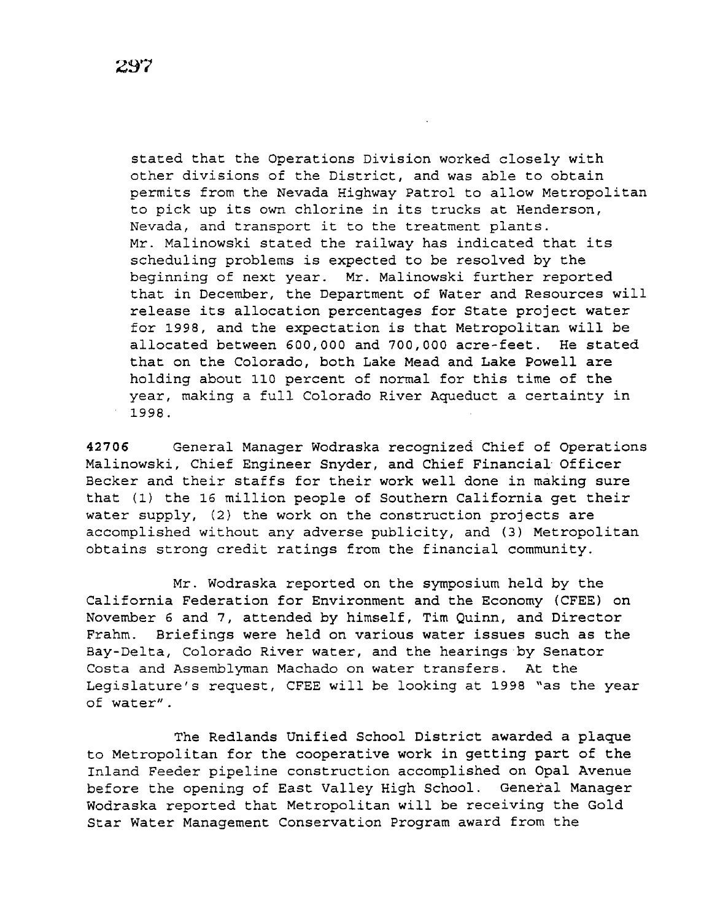stated that the Operations Division worked closely with other divisions of the District, and was able to obtain permits from the Nevada Highway Patrol to allow Metropolitan to pick up its own chlorine in its trucks at Henderson, Nevada, and transport it to the treatment plants. Mr. Malinowski stated the railway has indicated that its scheduling problems is expected to be resolved by the beginning of next year. Mr. Malinowski further reported that in December, the Department of Water and Resources will release its allocation percentages for State project water for 1998, and the expectation is that Metropolitan will be allocated between 600,000 and 700,000 acre-feet. He stated that on the Colorado, both Lake Mead and Lake Powell are holding about 110 percent of normal for this time of the year, making a full Colorado River Aqueduct a certainty in 1998.

**42706** General Manager Wodraska recognized Chief of Operations Malinowski, Chief Engineer Snyder, and Chief Financial Officer Becker and their staffs for their work well done in making sure that (1) the 16 million people of Southern California get their water supply, (2) the work on the construction projects are accomplished without any adverse publicity, and (3) Metropolitan obtains strong credit ratings from the financial community.

Mr. Wodraska reported on the symposium held by the California Federation for Environment and the Economy (CFEE) on November 6 and 7, attended by himself, Tim Quinn, and Director Frahm. Briefings were held on various water issues such as the Bay-Delta, Colorado River water, and the hearings by Senator Costa and Assemblyman Machado on water transfers. At the Legislature's request, CFEE will be looking at 1998 "as the year of water".

The Redlands Unified School District awarded a plaque to Metropolitan for the cooperative work in getting part of the Inland Feeder pipeline construction accomplished on Opal Avenue before the opening of East Valley High School. General Manager Wodraska reported that Metropolitan will be receiving the Gold Star Water Management Conservation Program award from the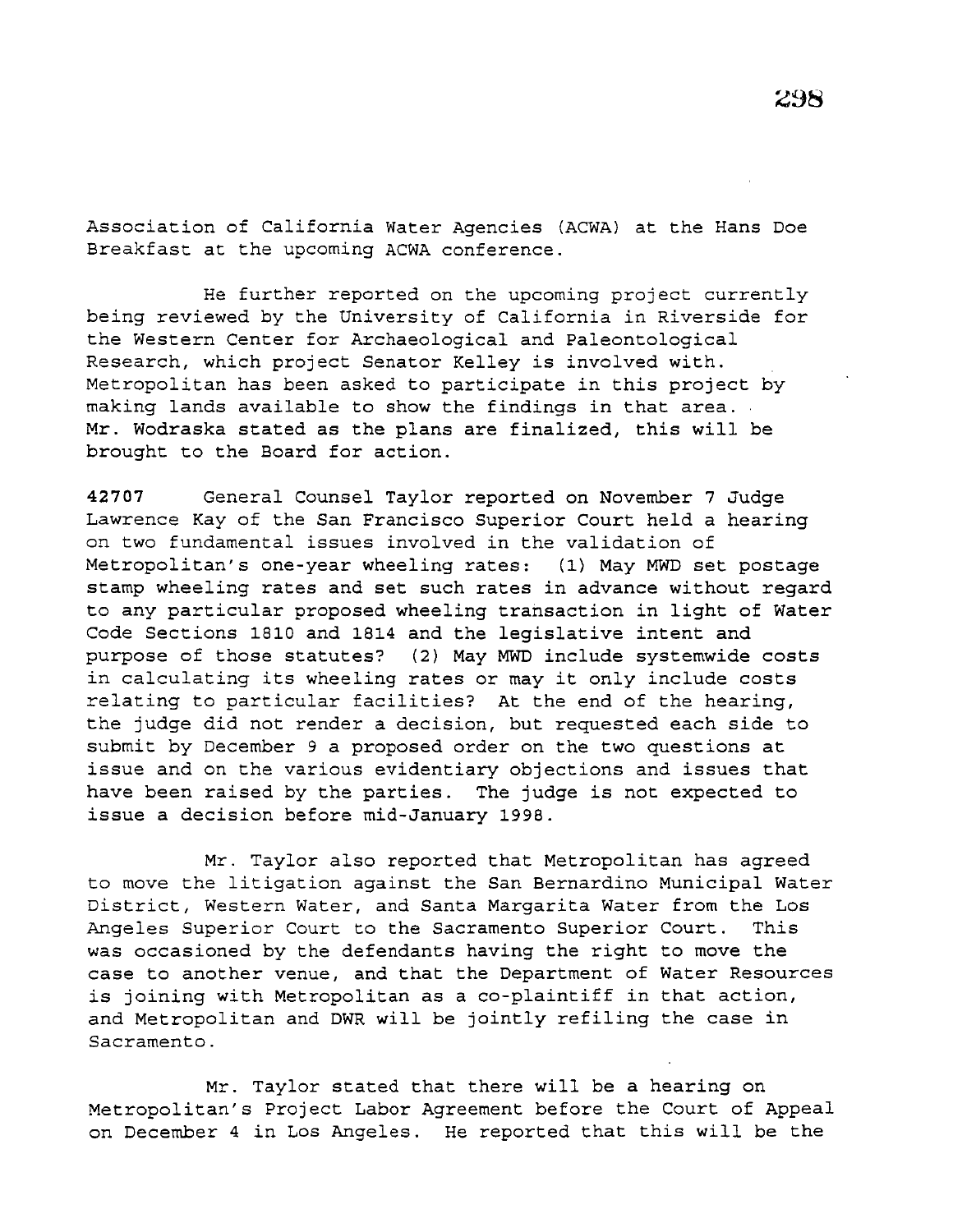Association of California Water Agencies (ACWA) at the Hans Doe Breakfast at the upcoming ACWA conference.

He further reported on the upcoming project currently being reviewed by the University of California in Riverside for the Western Center for Archaeological and Paleontological Research, which project Senator Kelley is involved with. Metropolitan has been asked to participate in this project by making lands available to show the findings in that area. Mr. Wodraska stated as the plans are finalized, this will be brought to the Board for action.

**42707** General Counsel Taylor reported on November 7 Judge Lawrence Kay of the San Francisco Superior Court held a hearing on two fundamental issues involved in the validation of Metropolitan's one-year wheeling rates: (1) May MWD set postage stamp wheeling rates and set such rates in advance without regard to any particular proposed wheeling transaction in light of Water Code Sections 1810 and 1814 and the legislative intent and purpose of those statutes? (2) May MWD include systemwide costs in calculating its wheeling rates or may it only include costs relating to particular facilities? At the end of the hearing, the judge did not render a decision, but requested each side to submit by December 9 a proposed order on the two questions at issue and on the various evidentiary objections and issues that have been raised by the parties. The judge is not expected to issue a decision before mid-January 1998.

Mr. Taylor also reported that Metropolitan has agreed to move the litigation against the San Bernardino Municipal Water District, Western Water, and Santa Margarita Water from the Los Angeles Superior Court to the Sacramento Superior Court. This was occasioned by the defendants having the right to move the case to another venue, and that the Department of Water Resources is joining with Metropolitan as a co-plaintiff in that action, and Metropolitan and DWR will be jointly refiling the case in Sacramento.

Mr. Taylor stated that there will be a hearing on Metropolitan's Project Labor Agreement before the Court of Appeal on December 4 in Los Angeles. He reported that this will be the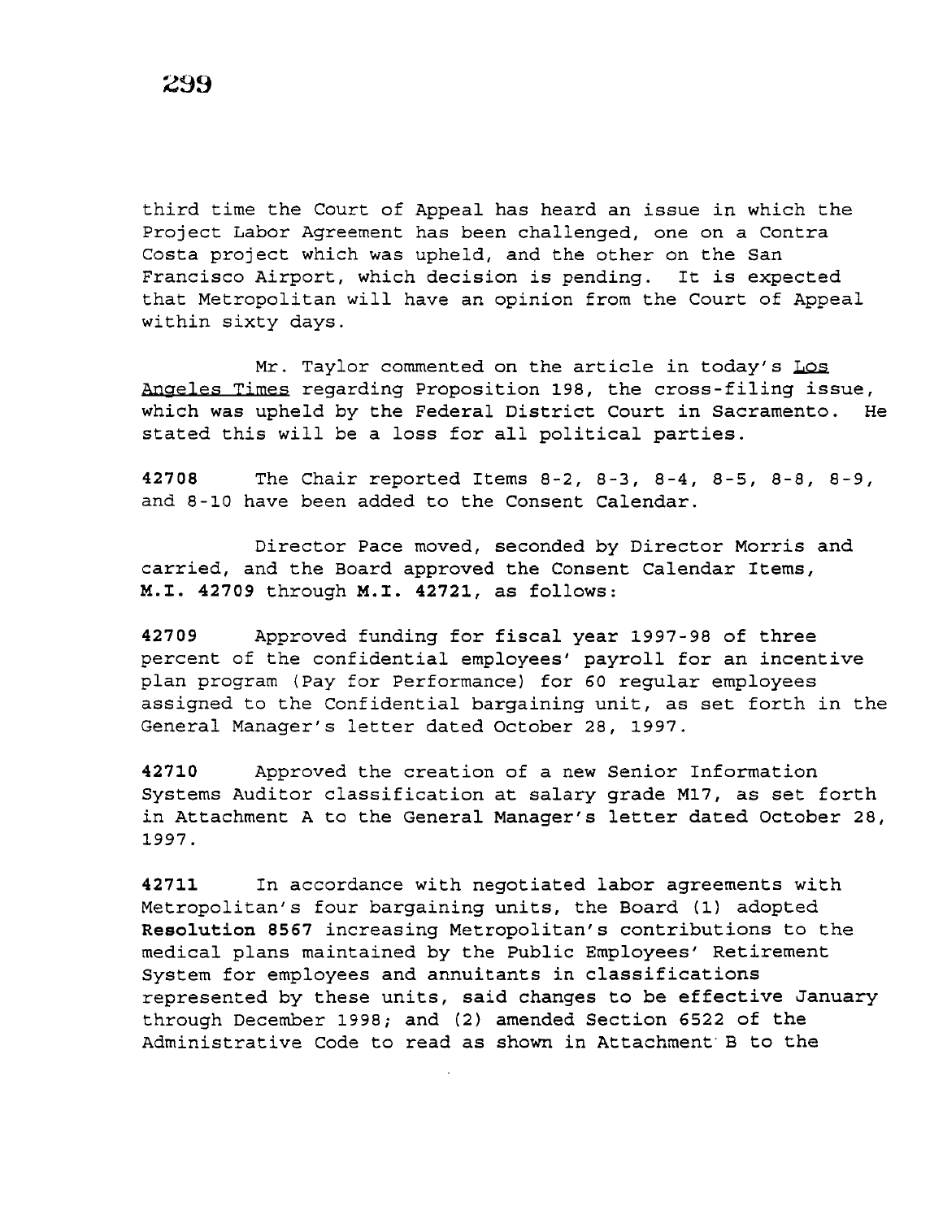third time the Court of Appeal has heard an issue in which the Project Labor Agreement has been challenged, one on a Contra Costa project which was upheld, and the other on the San Francisco Airport, which decision is pending. It is expected that Metropolitan will have an opinion from the Court of Appeal within sixty days.

Mr. Taylor commented on the article in today's Los Angeles Times regarding Proposition 198, the cross-filing issue, which was upheld by the Federal District Court in Sacramento. He stated this will be a loss for all political parties.

**42708** The Chair reported Items 8-2, 8-3, 8-4, 8-5, 8-8, 8-9, and 8-10 have been added to the Consent Calendar.

Director Pace moved, seconded by Director Morris and carried, and the Board approved the Consent Calendar Items, **M.I. 42709** through **M.I. 42721**, as follows:

**42709** Approved funding for fiscal year 1997-98 of three percent of the confidential employees' payroll for an incentive plan program (Pay for Performance) for 60 regular employees assigned to the Confidential bargaining unit, as set forth in the General Manager's letter dated October 28, 1997.

**42710** Approved the creation of a new Senior Information Systems Auditor classification at salary grade M17, as set forth in Attachment A to the General Manager's letter dated October 28, 1997.

**42711** In accordance with negotiated labor agreements with Metropolitan's four bargaining units, the Board (1) adopted **Resolution 8567** increasing Metropolitan's contributions to the medical plans maintained by the Public Employees' Retirement System for employees and annuitants in classifications represented by these units, said changes to be effective January through December 1998; and (2) amended Section 6522 of the Administrative Code to read as shown in Attachment B to the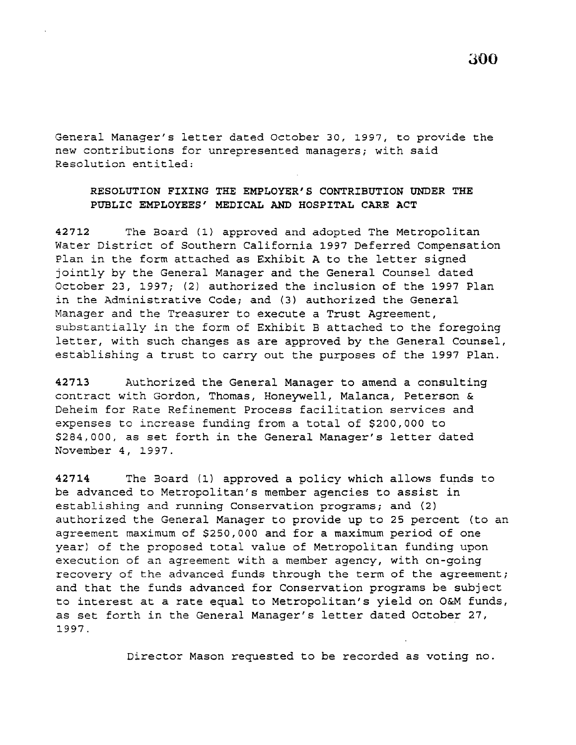General Manager's letter dated October 30, 1997, to provide the new contributions for unrepresented managers; with said Resolution entitled:

**RESOLUTION FIXING THE EMPLOYER'S CONTRIBUTION UNDER THE PUBLIC EMPLOYEES' MEDICAL AND HOSPITAL CARE ACT**

**42712** The Board (1) approved and adopted The Metropolitan Water District of Southern California 1997 Deferred Compensation Plan in the form attached as Exhibit A to the letter signed jointly by the General Manager and the General Counsel dated October 23, 1997; (2) authorized the inclusion of the 1997 Plan in the Administrative Code; and (3) authorized the General Manager and the Treasurer to execute a Trust Agreement, substantially in the form of Exhibit B attached to the foregoing letter, with such changes as are approved by the General Counsel, establishing a trust to carry out the purposes of the 1997 Plan.

**42713** Authorized the General Manager to amend a consulting contract with Gordon, Thomas, Honeywell, Malanca, Peterson & Deheim for Rate Refinement Process facilitation services and expenses to increase funding from a total of $200,000 to $284,000, as set forth in the General Manager's letter dated November 4, 1997.

**42714** The Board (1) approved a policy which allows funds to be advanced to Metropolitan's member agencies to assist in establishing and running Conservation programs; and (2) authorized the General Manager to provide up to 25 percent (to an agreement maximum of $250,000 and for a maximum period of one year) of the proposed total value of Metropolitan funding upon execution of an agreement with a member agency, with on-going recovery of the advanced funds through the term of the agreement; and that the funds advanced for Conservation programs be subject to interest at a rate equal to Metropolitan's yield on O&M funds, as set forth in the General Manager's letter dated October 27, 1997.

Director Mason requested to be recorded as voting no.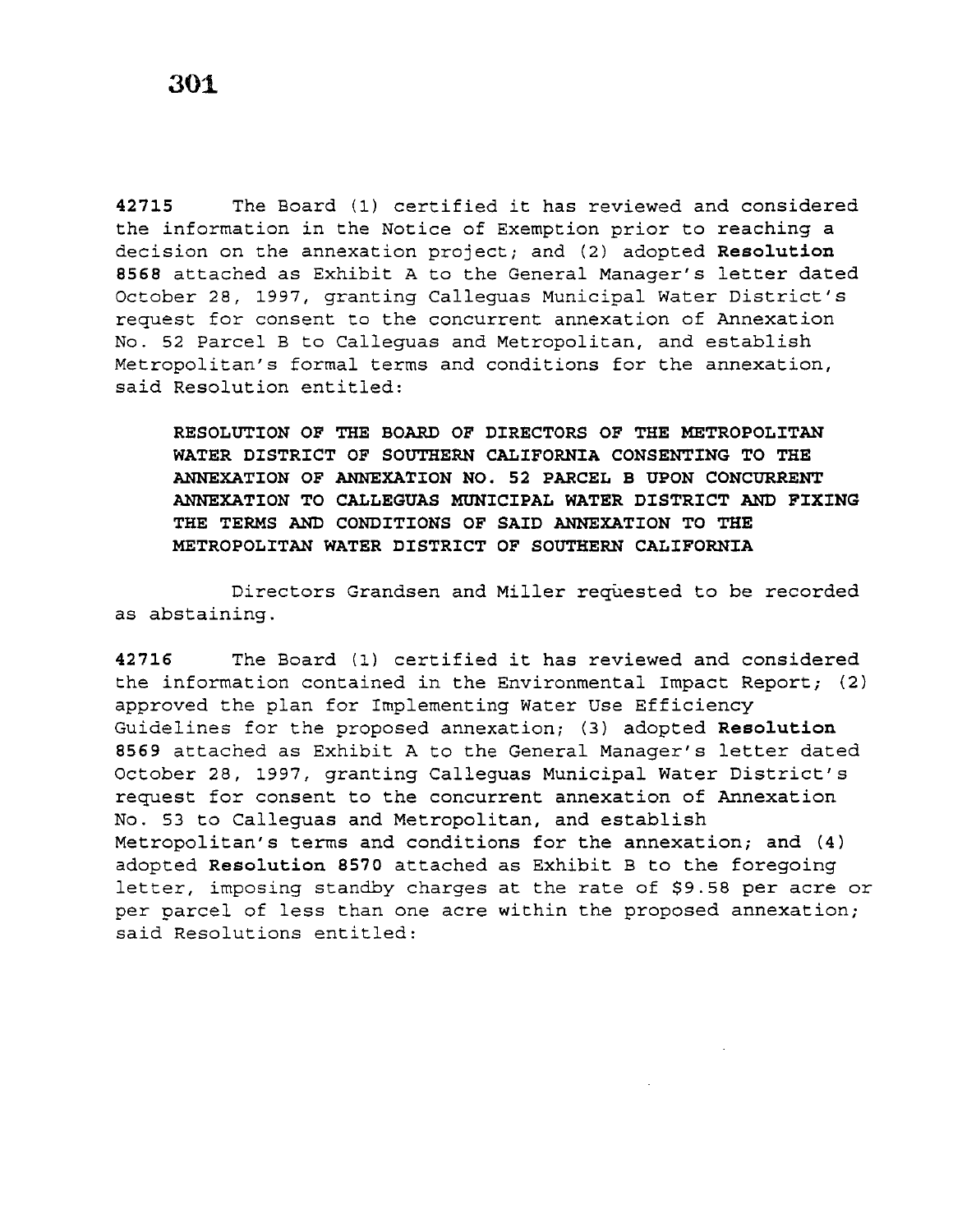**42715** The Board (1) certified it has reviewed and considered the information in the Notice of Exemption prior to reaching a decision on the annexation project; and (2) adopted **Resolution 8568** attached as Exhibit A to the General Manager's letter dated October 28, 1997, granting Calleguas Municipal Water District's request for consent to the concurrent annexation of Annexation No. 52 Parcel B to Calleguas and Metropolitan, and establish Metropolitan's formal terms and conditions for the annexation, said Resolution entitled:

> **RESOLUTION OF THE BOARD OF DIRECTORS OF THE METROPOLITAN WATER DISTRICT OF SOUTHERN CALIFORNIA CONSENTING TO THE ANNEXATION OF ANNEXATION NO. 52 PARCEL B UPON CONCURRENT ANNEXATION TO CALLEGUAS MUNICIPAL WATER DISTRICT AND FIXING THE TERMS AND CONDITIONS OF SAID ANNEXATION TO THE METROPOLITAN WATER DISTRICT OF SOUTHERN CALIFORNIA**

Directors Grandsen and Miller requested to be recorded as abstaining.

**42716** The Board (1) certified it has reviewed and considered the information contained in the Environmental Impact Report; (2) approved the plan for Implementing Water Use Efficiency Guidelines for the proposed annexation; (3) adopted **Resolution 8569** attached as Exhibit A to the General Manager's letter dated October 28, 1997, granting Calleguas Municipal Water District's request for consent to the concurrent annexation of Annexation No. 53 to Calleguas and Metropolitan, and establish Metropolitan's terms and conditions for the annexation; and (4) adopted **Resolution 8570** attached as Exhibit B to the foregoing letter, imposing standby charges at the rate of $9.58 per acre or per parcel of less than one acre within the proposed annexation; said Resolutions entitled: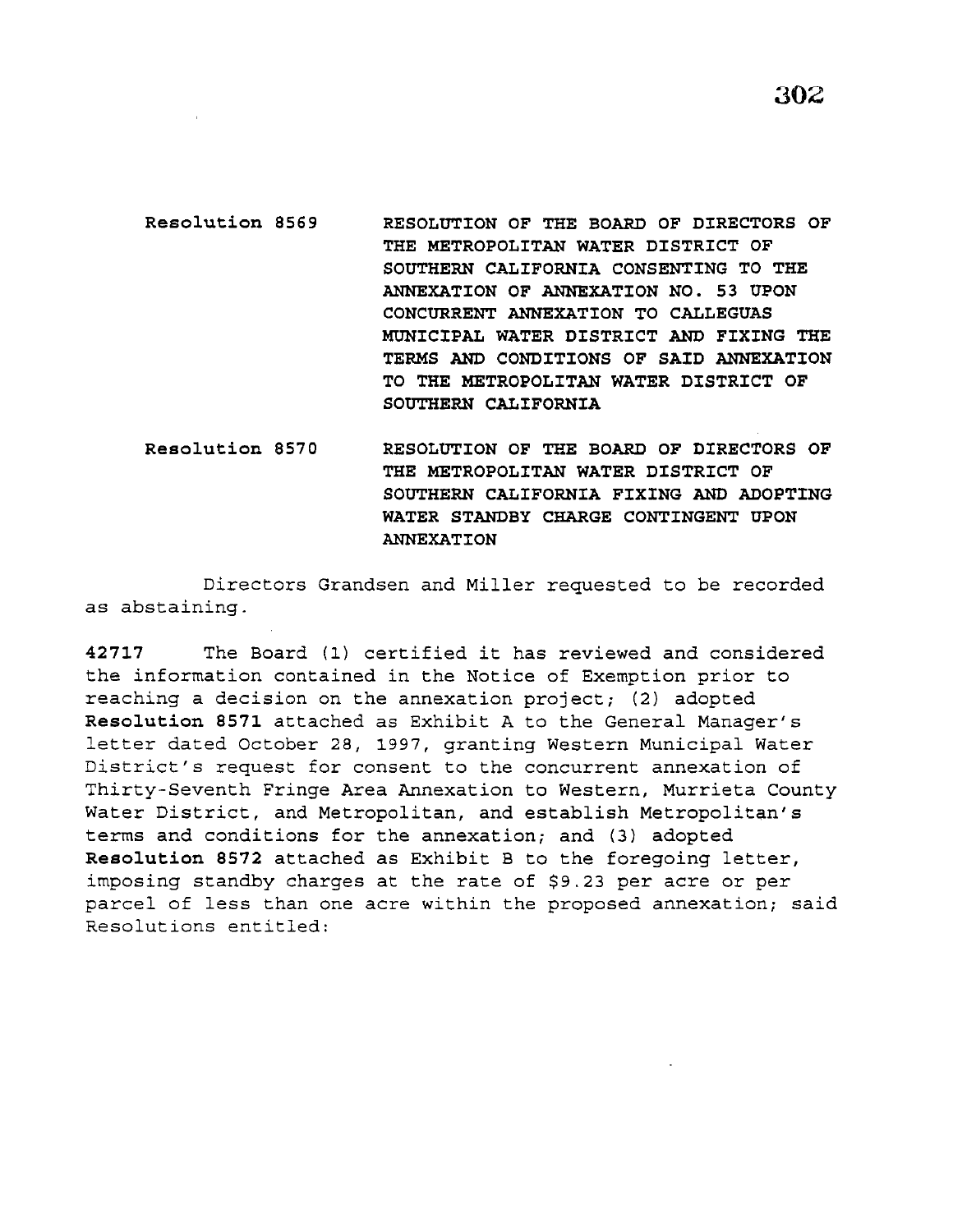**Resolution 8569** RESOLUTION OF THE BOARD OF DIRECTORS OF THE METROPOLITAN WATER DISTRICT OF SOUTHERN CALIFORNIA CONSENTING TO THE ANNEXATION OF ANNEXATION NO. 53 UPON CONCURRENT ANNEXATION TO CALLEGUAS MUNICIPAL WATER DISTRICT AND FIXING THE TERMS AND CONDITIONS OF SAID ANNEXATION TO THE METROPOLITAN WATER DISTRICT OF SOUTHERN CALIFORNIA

**Resolution 8570** RESOLUTION OF THE BOARD OF DIRECTORS OF THE METROPOLITAN WATER DISTRICT OF SOUTHERN CALIFORNIA FIXING AND ADOPTING WATER STANDBY CHARGE CONTINGENT UPON ANNEXATION

Directors Grandsen and Miller requested to be recorded as abstaining.

**42717** The Board (1) certified it has reviewed and considered the information contained in the Notice of Exemption prior to reaching a decision on the annexation project; (2) adopted **Resolution 8571** attached as Exhibit A to the General Manager's letter dated October 28, 1997, granting Western Municipal Water District's request for consent to the concurrent annexation of Thirty-Seventh Fringe Area Annexation to Western, Murrieta County Water District, and Metropolitan, and establish Metropolitan's terms and conditions for the annexation; and (3) adopted **Resolution 8572** attached as Exhibit B to the foregoing letter, imposing standby charges at the rate of $9.23 per acre or per parcel of less than one acre within the proposed annexation; said Resolutions entitled: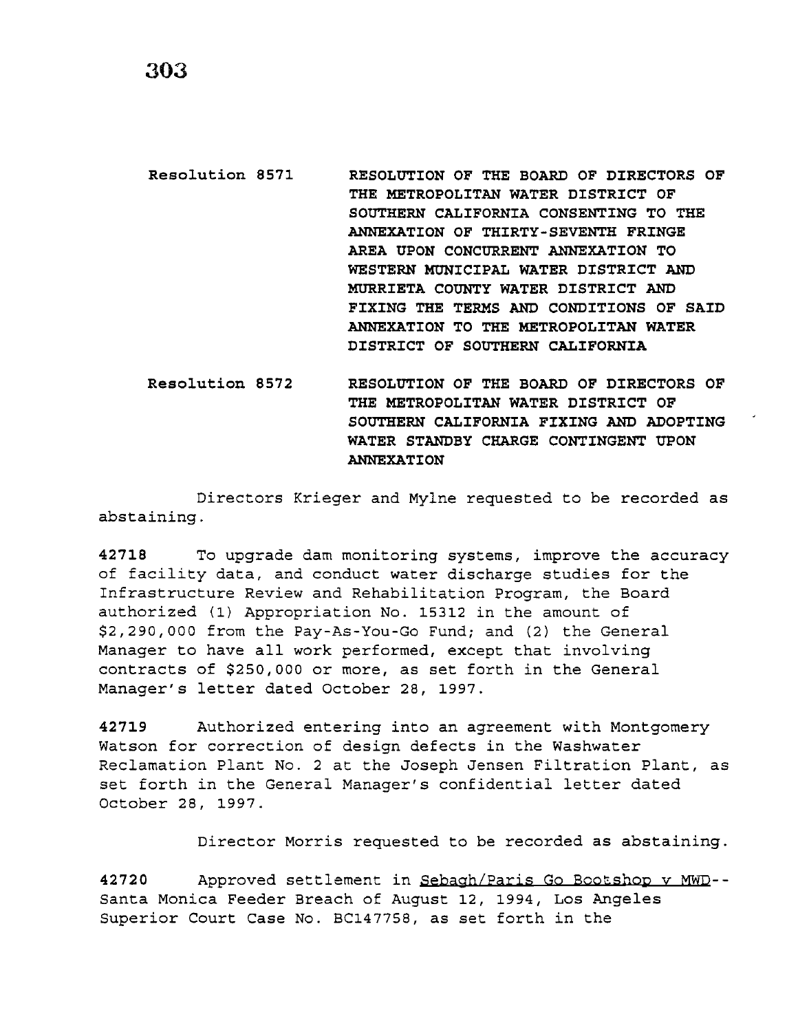| | |
|---|---|
| Resolution 8571 | **RESOLUTION OF THE BOARD OF DIRECTORS OF THE METROPOLITAN WATER DISTRICT OF SOUTHERN CALIFORNIA CONSENTING TO THE ANNEXATION OF THIRTY-SEVENTH FRINGE AREA UPON CONCURRENT ANNEXATION TO WESTERN MUNICIPAL WATER DISTRICT AND MURRIETA COUNTY WATER DISTRICT AND FIXING THE TERMS AND CONDITIONS OF SAID ANNEXATION TO THE METROPOLITAN WATER DISTRICT OF SOUTHERN CALIFORNIA** |
| Resolution 8572 | **RESOLUTION OF THE BOARD OF DIRECTORS OF THE METROPOLITAN WATER DISTRICT OF SOUTHERN CALIFORNIA FIXING AND ADOPTING WATER STANDBY CHARGE CONTINGENT UPON ANNEXATION** |

Directors Krieger and Mylne requested to be recorded as abstaining.

**42718** To upgrade dam monitoring systems, improve the accuracy of facility data, and conduct water discharge studies for the Infrastructure Review and Rehabilitation Program, the Board authorized (1) Appropriation No. 15312 in the amount of $2,290,000 from the Pay-As-You-Go Fund; and (2) the General Manager to have all work performed, except that involving contracts of $250,000 or more, as set forth in the General Manager's letter dated October 28, 1997.

**42719** Authorized entering into an agreement with Montgomery Watson for correction of design defects in the Washwater Reclamation Plant No. 2 at the Joseph Jensen Filtration Plant, as set forth in the General Manager's confidential letter dated October 28, 1997.

Director Morris requested to be recorded as abstaining.

**42720** Approved settlement in Sebagh/Paris Go Bootshop v MWD--Santa Monica Feeder Breach of August 12, 1994, Los Angeles Superior Court Case No. BC147758, as set forth in the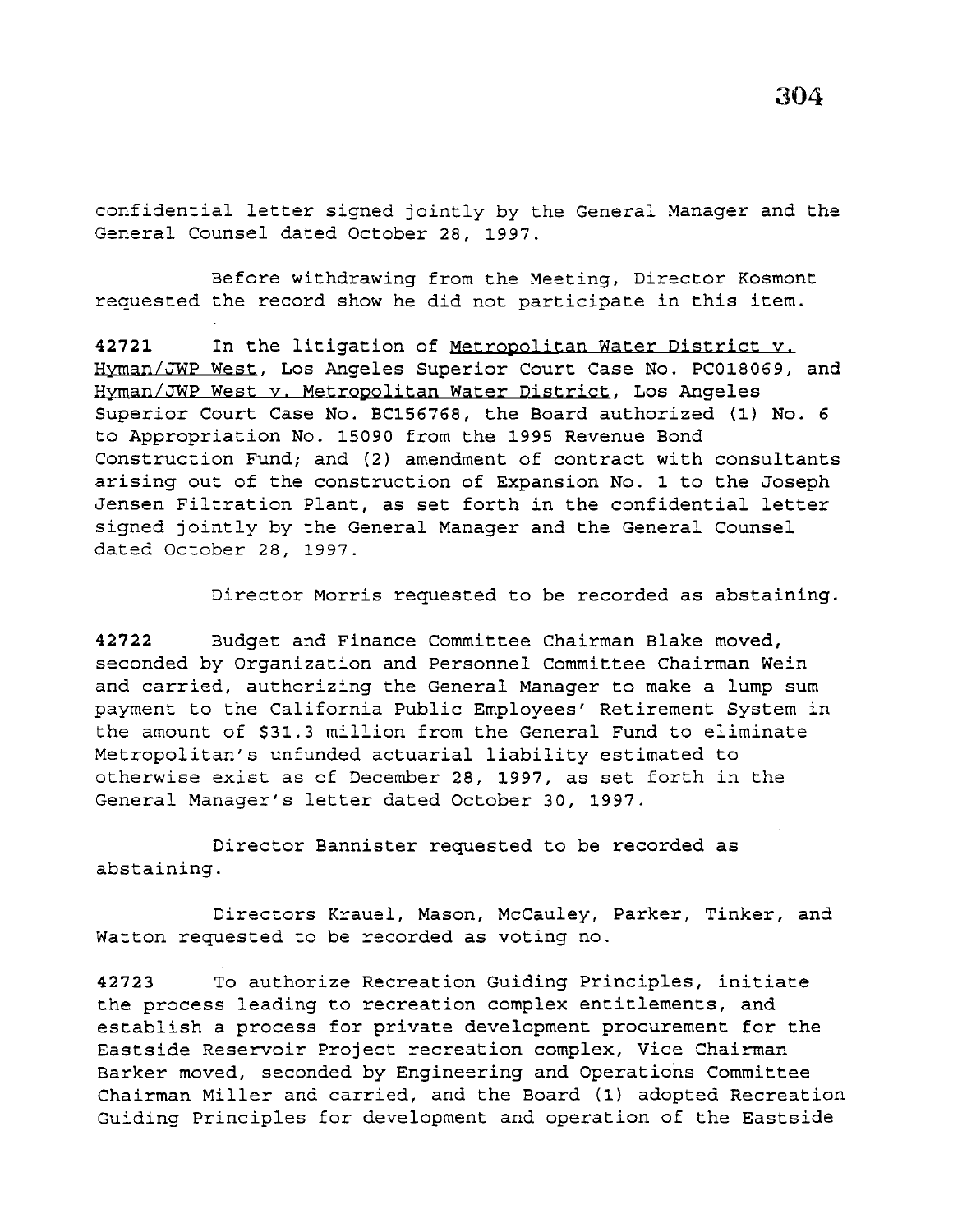confidential letter signed jointly by the General Manager and the General Counsel dated October 28, 1997.

Before withdrawing from the Meeting, Director Kosmont requested the record show he did not participate in this item.

**42721** In the litigation of Metropolitan Water District v. Hyman/JWP West, Los Angeles Superior Court Case No. PC018069, and Hyman/JWP West v. Metropolitan Water District, Los Angeles Superior Court Case No. BC156768, the Board authorized (1) No. 6 to Appropriation No. 15090 from the 1995 Revenue Bond Construction Fund; and (2) amendment of contract with consultants arising out of the construction of Expansion No. 1 to the Joseph Jensen Filtration Plant, as set forth in the confidential letter signed jointly by the General Manager and the General Counsel dated October 28, 1997.

Director Morris requested to be recorded as abstaining.

**42722** Budget and Finance Committee Chairman Blake moved, seconded by Organization and Personnel Committee Chairman Wein and carried, authorizing the General Manager to make a lump sum payment to the California Public Employees' Retirement System in the amount of $31.3 million from the General Fund to eliminate Metropolitan's unfunded actuarial liability estimated to otherwise exist as of December 28, 1997, as set forth in the General Manager's letter dated October 30, 1997.

Director Bannister requested to be recorded as abstaining.

Directors Krauel, Mason, McCauley, Parker, Tinker, and Watton requested to be recorded as voting no.

**42723** To authorize Recreation Guiding Principles, initiate the process leading to recreation complex entitlements, and establish a process for private development procurement for the Eastside Reservoir Project recreation complex, Vice Chairman Barker moved, seconded by Engineering and Operations Committee Chairman Miller and carried, and the Board (1) adopted Recreation Guiding Principles for development and operation of the Eastside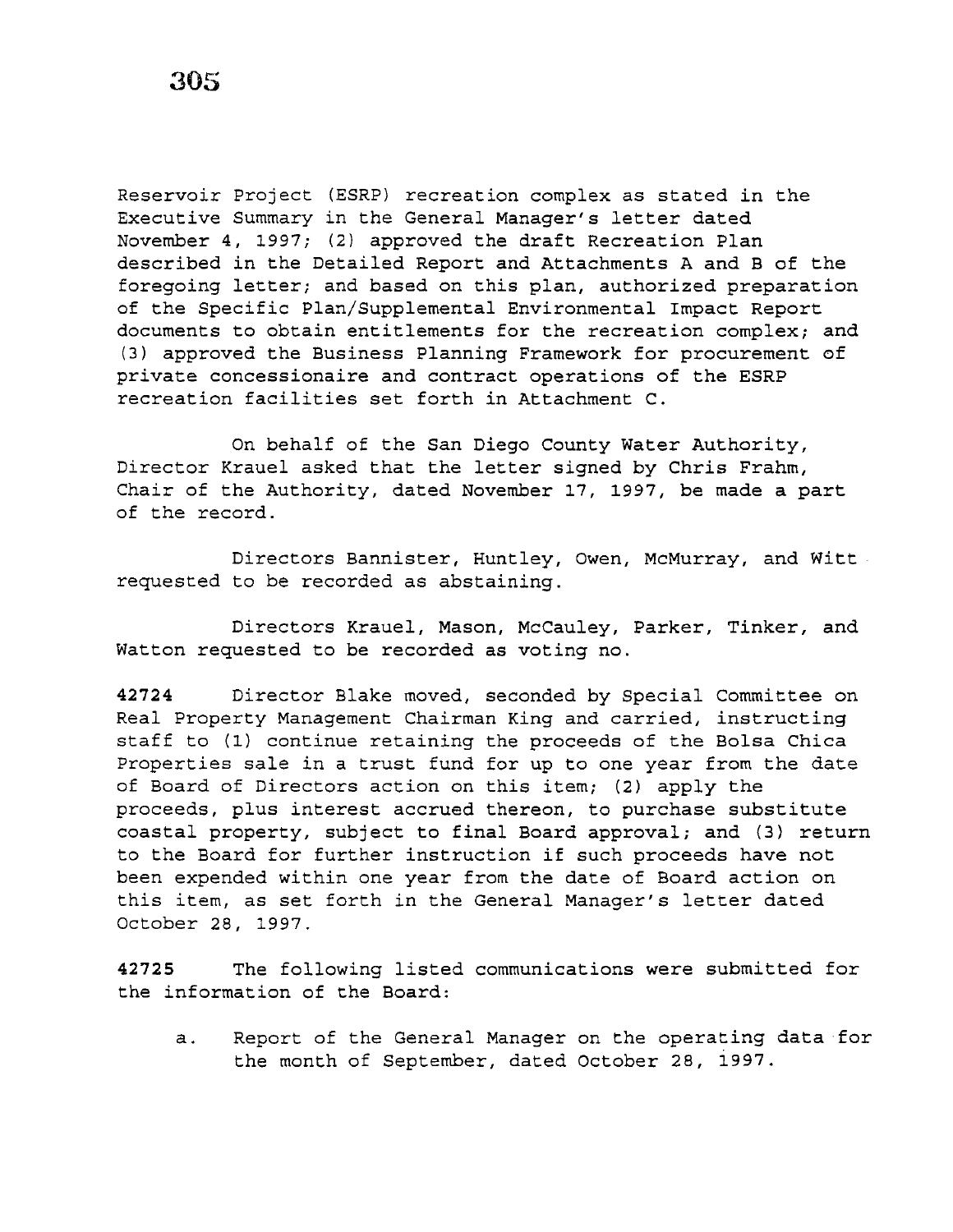Reservoir Project (ESRP) recreation complex as stated in the Executive Summary in the General Manager's letter dated November 4, 1997; (2) approved the draft Recreation Plan described in the Detailed Report and Attachments A and B of the foregoing letter; and based on this plan, authorized preparation of the Specific Plan/Supplemental Environmental Impact Report documents to obtain entitlements for the recreation complex; and (3) approved the Business Planning Framework for procurement of private concessionaire and contract operations of the ESRP recreation facilities set forth in Attachment C.

On behalf of the San Diego County Water Authority, Director Krauel asked that the letter signed by Chris Frahm, Chair of the Authority, dated November 17, 1997, be made a part of the record.

Directors Bannister, Huntley, Owen, McMurray, and Witt requested to be recorded as abstaining.

Directors Krauel, Mason, McCauley, Parker, Tinker, and Watton requested to be recorded as voting no.

**42724** Director Blake moved, seconded by Special Committee on Real Property Management Chairman King and carried, instructing staff to (1) continue retaining the proceeds of the Bolsa Chica Properties sale in a trust fund for up to one year from the date of Board of Directors action on this item; (2) apply the proceeds, plus interest accrued thereon, to purchase substitute coastal property, subject to final Board approval; and (3) return to the Board for further instruction if such proceeds have not been expended within one year from the date of Board action on this item, as set forth in the General Manager's letter dated October 28, 1997.

**42725** The following listed communications were submitted for the information of the Board:

a. Report of the General Manager on the operating data for the month of September, dated October 28, 1997.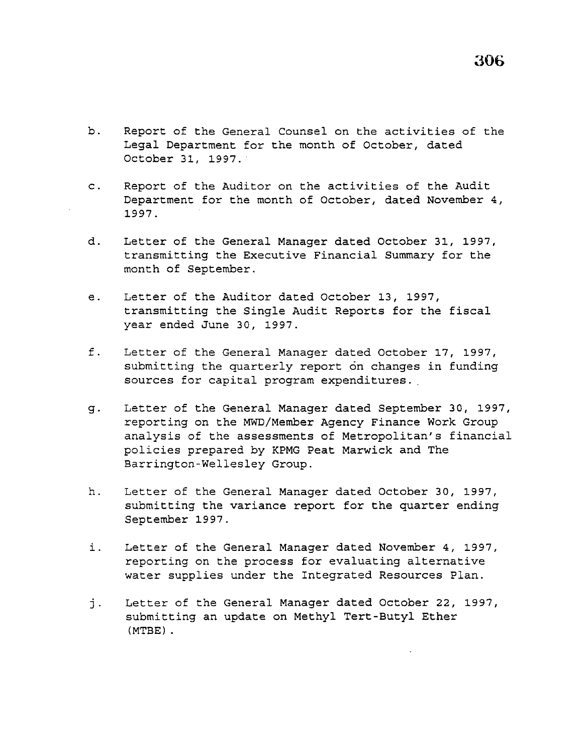b. Report of the General Counsel on the activities of the Legal Department for the month of October, dated October 31, 1997.

c. Report of the Auditor on the activities of the Audit Department for the month of October, dated November 4, 1997.

d. Letter of the General Manager dated October 31, 1997, transmitting the Executive Financial Summary for the month of September.

e. Letter of the Auditor dated October 13, 1997, transmitting the Single Audit Reports for the fiscal year ended June 30, 1997.

f. Letter of the General Manager dated October 17, 1997, submitting the quarterly report on changes in funding sources for capital program expenditures.

g. Letter of the General Manager dated September 30, 1997, reporting on the MWD/Member Agency Finance Work Group analysis of the assessments of Metropolitan's financial policies prepared by KPMG Peat Marwick and The Barrington-Wellesley Group.

h. Letter of the General Manager dated October 30, 1997, submitting the variance report for the quarter ending September 1997.

i. Letter of the General Manager dated November 4, 1997, reporting on the process for evaluating alternative water supplies under the Integrated Resources Plan.

j. Letter of the General Manager dated October 22, 1997, submitting an update on Methyl Tert-Butyl Ether (MTBE).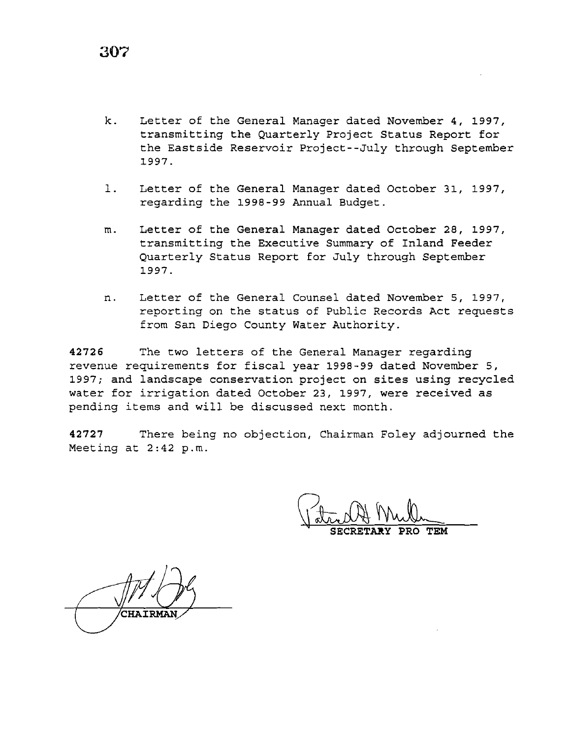k. Letter of the General Manager dated November 4, 1997, transmitting the Quarterly Project Status Report for the Eastside Reservoir Project--July through September 1997.

l. Letter of the General Manager dated October 31, 1997, regarding the 1998-99 Annual Budget.

m. Letter of the General Manager dated October 28, 1997, transmitting the Executive Summary of Inland Feeder Quarterly Status Report for July through September 1997.

n. Letter of the General Counsel dated November 5, 1997, reporting on the status of Public Records Act requests from San Diego County Water Authority.

**42726** The two letters of the General Manager regarding revenue requirements for fiscal year 1998-99 dated November 5, 1997; and landscape conservation project on sites using recycled water for irrigation dated October 23, 1997, were received as pending items and will be discussed next month.

**42727** There being no objection, Chairman Foley adjourned the Meeting at 2:42 p.m.

SECRETARY PRO TEM

CHAIRMAN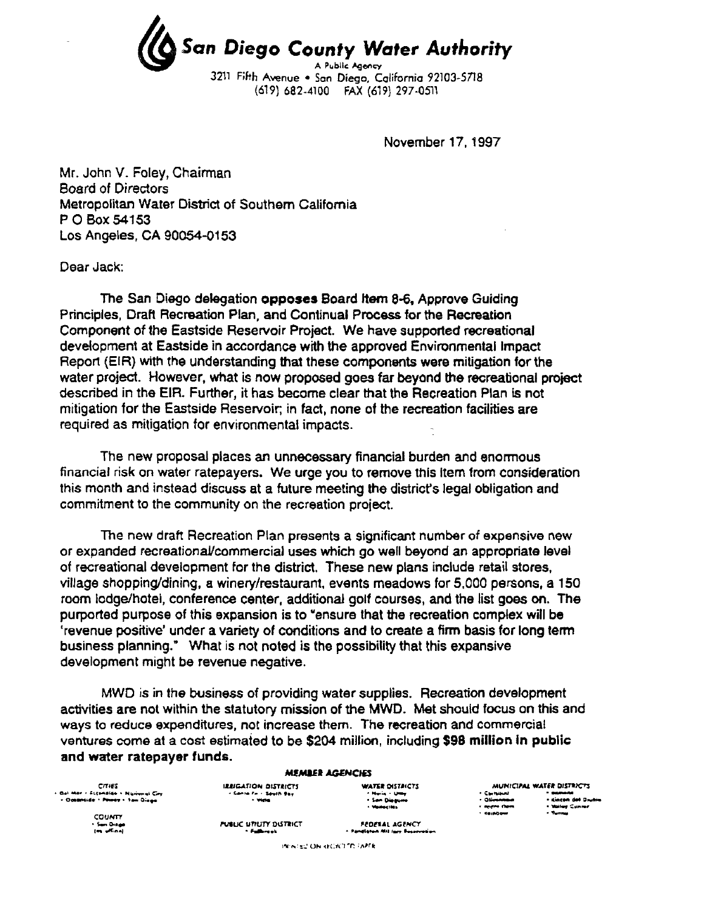# San Diego County Water Authority

A Public Agency
3211 Fifth Avenue • San Diego, California 92103-5718
(619) 682-4100 FAX (619) 297-0511

November 17, 1997

Mr. John V. Foley, Chairman
Board of Directors
Metropolitan Water District of Southern California
P O Box 54153
Los Angeles, CA 90054-0153

Dear Jack:

The San Diego delegation **opposes** Board Item 8-6, Approve Guiding Principles, Draft Recreation Plan, and Continual Process for the Recreation Component of the Eastside Reservoir Project. We have supported recreational development at Eastside in accordance with the approved Environmental Impact Report (EIR) with the understanding that these components were mitigation for the water project. However, what is now proposed goes far beyond the recreational project described in the EIR. Further, it has become clear that the Recreation Plan is not mitigation for the Eastside Reservoir; in fact, none of the recreation facilities are required as mitigation for environmental impacts.

The new proposal places an unnecessary financial burden and enormous financial risk on water ratepayers. We urge you to remove this item from consideration this month and instead discuss at a future meeting the district's legal obligation and commitment to the community on the recreation project.

The new draft Recreation Plan presents a significant number of expensive new or expanded recreational/commercial uses which go well beyond an appropriate level of recreational development for the district. These new plans include retail stores, village shopping/dining, a winery/restaurant, events meadows for 5,000 persons, a 150 room lodge/hotel, conference center, additional golf courses, and the list goes on. The purported purpose of this expansion is to "ensure that the recreation complex will be 'revenue positive' under a variety of conditions and to create a firm basis for long term business planning." What is not noted is the possibility that this expansive development might be revenue negative.

MWD is in the business of providing water supplies. Recreation development activities are not within the statutory mission of the MWD. Met should focus on this and ways to reduce expenditures, not increase them. The recreation and commercial ventures come at a cost estimated to be $204 million, including **$98 million in public and water ratepayer funds.**

MEMBER AGENCIES

CITIES
• Del Mar • Escondido • National City
• Oceanside • Poway • San Diego

COUNTY
• San Diego
(ex officio)

IRRIGATION DISTRICTS
• Santa Fe • South Bay
• Vista

PUBLIC UTILITY DISTRICT
• Fallbrook

WATER DISTRICTS
• Helix • Otay
• San Dieguito
• Vallecitos

FEDERAL AGENCY
• Pendleton Military Reservation

MUNICIPAL WATER DISTRICTS
• Carlsbad • Olivenhain • Padre Dam • Rainbow
• Ramona • Rincon del Diablo • Valley Center • Yuima

PRINTED ON RECYCLED PAPER